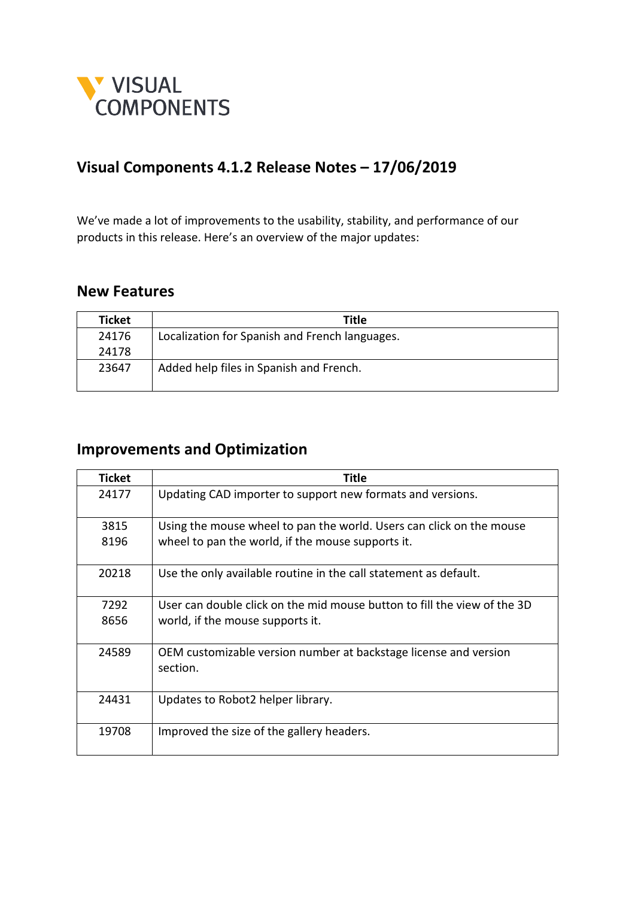VISUAL COMPONENTS

# Visual Components 4.1.2 Release Notes – 17/06/2019

We've made a lot of improvements to the usability, stability, and performance of our products in this release. Here's an overview of the major updates:

## New Features

| Ticket | Title |
|---|---|
| 24176<br>24178 | Localization for Spanish and French languages. |
| 23647 | Added help files in Spanish and French. |

## Improvements and Optimization

| Ticket | Title |
|---|---|
| 24177 | Updating CAD importer to support new formats and versions. |
| 3815<br>8196 | Using the mouse wheel to pan the world. Users can click on the mouse wheel to pan the world, if the mouse supports it. |
| 20218 | Use the only available routine in the call statement as default. |
| 7292<br>8656 | User can double click on the mid mouse button to fill the view of the 3D world, if the mouse supports it. |
| 24589 | OEM customizable version number at backstage license and version section. |
| 24431 | Updates to Robot2 helper library. |
| 19708 | Improved the size of the gallery headers. |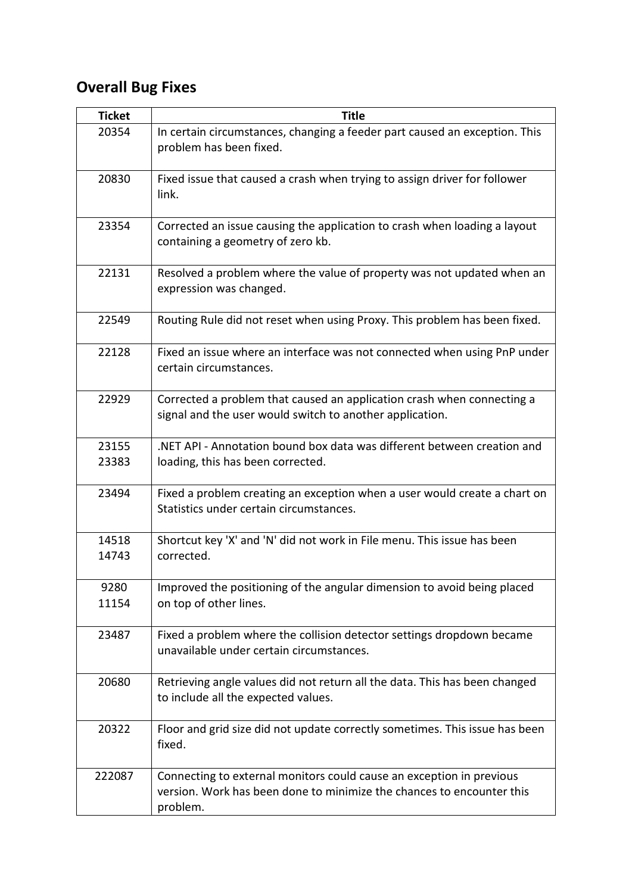## Overall Bug Fixes

| Ticket | Title |
|---|---|
| 20354 | In certain circumstances, changing a feeder part caused an exception. This problem has been fixed. |
| 20830 | Fixed issue that caused a crash when trying to assign driver for follower link. |
| 23354 | Corrected an issue causing the application to crash when loading a layout containing a geometry of zero kb. |
| 22131 | Resolved a problem where the value of property was not updated when an expression was changed. |
| 22549 | Routing Rule did not reset when using Proxy. This problem has been fixed. |
| 22128 | Fixed an issue where an interface was not connected when using PnP under certain circumstances. |
| 22929 | Corrected a problem that caused an application crash when connecting a signal and the user would switch to another application. |
| 23155<br>23383 | .NET API - Annotation bound box data was different between creation and loading, this has been corrected. |
| 23494 | Fixed a problem creating an exception when a user would create a chart on Statistics under certain circumstances. |
| 14518<br>14743 | Shortcut key 'X' and 'N' did not work in File menu. This issue has been corrected. |
| 9280<br>11154 | Improved the positioning of the angular dimension to avoid being placed on top of other lines. |
| 23487 | Fixed a problem where the collision detector settings dropdown became unavailable under certain circumstances. |
| 20680 | Retrieving angle values did not return all the data. This has been changed to include all the expected values. |
| 20322 | Floor and grid size did not update correctly sometimes. This issue has been fixed. |
| 222087 | Connecting to external monitors could cause an exception in previous version. Work has been done to minimize the chances to encounter this problem. |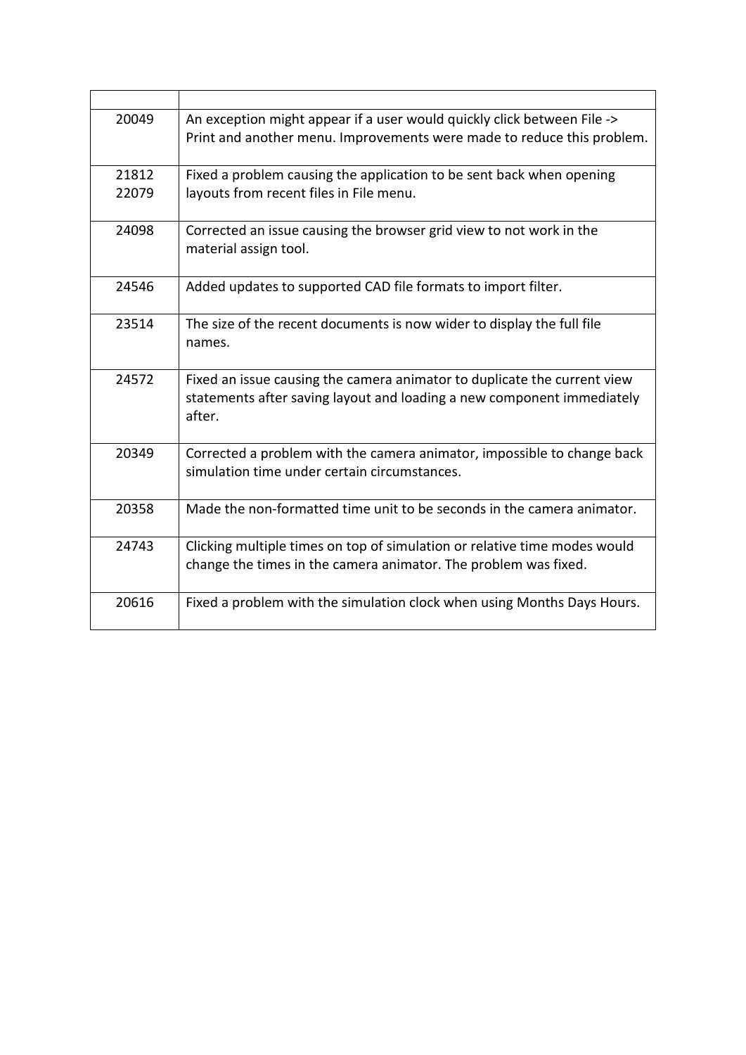| | |
|---|---|
| 20049 | An exception might appear if a user would quickly click between File -> Print and another menu. Improvements were made to reduce this problem. |
| 21812<br>22079 | Fixed a problem causing the application to be sent back when opening layouts from recent files in File menu. |
| 24098 | Corrected an issue causing the browser grid view to not work in the material assign tool. |
| 24546 | Added updates to supported CAD file formats to import filter. |
| 23514 | The size of the recent documents is now wider to display the full file names. |
| 24572 | Fixed an issue causing the camera animator to duplicate the current view statements after saving layout and loading a new component immediately after. |
| 20349 | Corrected a problem with the camera animator, impossible to change back simulation time under certain circumstances. |
| 20358 | Made the non-formatted time unit to be seconds in the camera animator. |
| 24743 | Clicking multiple times on top of simulation or relative time modes would change the times in the camera animator. The problem was fixed. |
| 20616 | Fixed a problem with the simulation clock when using Months Days Hours. |